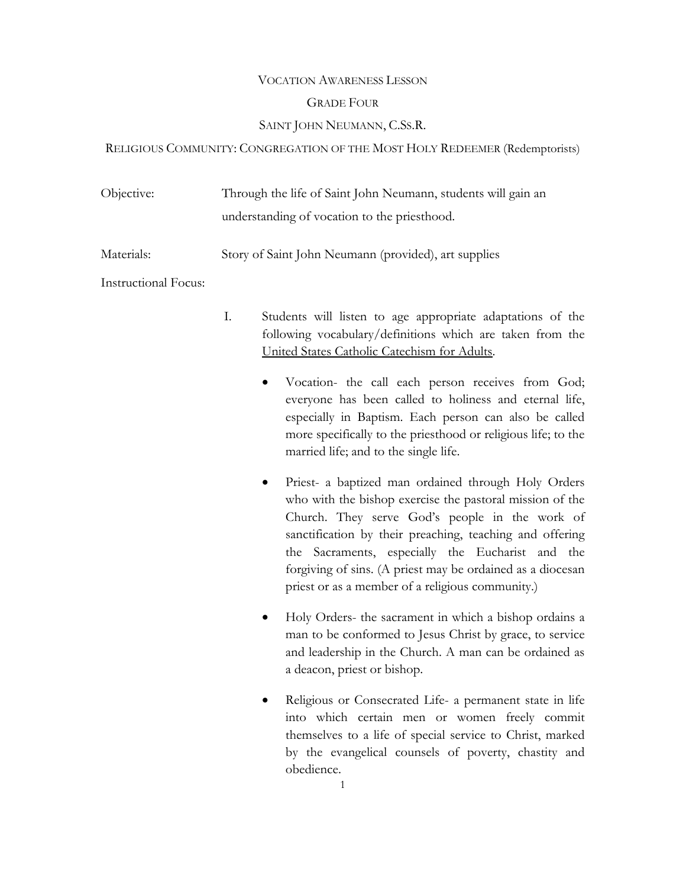# VOCATION AWARENESS LESSON

## GRADE FOUR

## SAINT JOHN NEUMANN, C.SS.R.

## RELIGIOUS COMMUNITY: CONGREGATION OF THE MOST HOLY REDEEMER (Redemptorists)

Objective: Through the life of Saint John Neumann, students will gain an understanding of vocation to the priesthood.

Materials: Story of Saint John Neumann (provided), art supplies

Instructional Focus:

I. Students will listen to age appropriate adaptations of the following vocabulary/definitions which are taken from the United States Catholic Catechism for Adults.

- Vocation- the call each person receives from God; everyone has been called to holiness and eternal life, especially in Baptism. Each person can also be called more specifically to the priesthood or religious life; to the married life; and to the single life.
- Priest- a baptized man ordained through Holy Orders who with the bishop exercise the pastoral mission of the Church. They serve God's people in the work of sanctification by their preaching, teaching and offering the Sacraments, especially the Eucharist and the forgiving of sins. (A priest may be ordained as a diocesan priest or as a member of a religious community.)
- Holy Orders- the sacrament in which a bishop ordains a man to be conformed to Jesus Christ by grace, to service and leadership in the Church. A man can be ordained as a deacon, priest or bishop.
- Religious or Consecrated Life- a permanent state in life into which certain men or women freely commit themselves to a life of special service to Christ, marked by the evangelical counsels of poverty, chastity and obedience.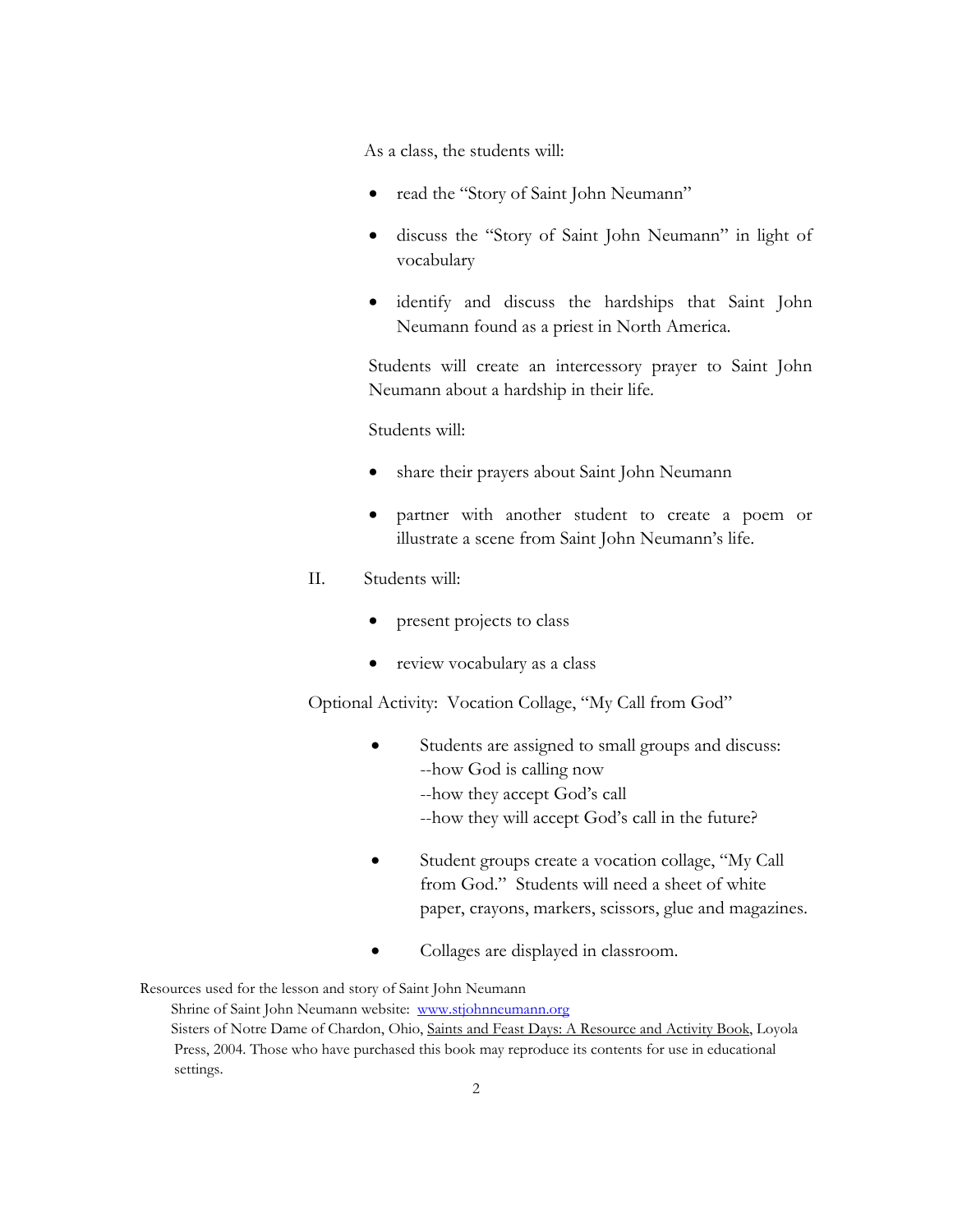As a class, the students will:

- read the "Story of Saint John Neumann"
- discuss the "Story of Saint John Neumann" in light of vocabulary
- identify and discuss the hardships that Saint John Neumann found as a priest in North America.

Students will create an intercessory prayer to Saint John Neumann about a hardship in their life.

Students will:

- share their prayers about Saint John Neumann
- partner with another student to create a poem or illustrate a scene from Saint John Neumann's life.

II. Students will:

- present projects to class
- review vocabulary as a class

Optional Activity: Vocation Collage, "My Call from God"

- Students are assigned to small groups and discuss:
  --how God is calling now
  --how they accept God's call
  --how they will accept God's call in the future?
- Student groups create a vocation collage, "My Call from God." Students will need a sheet of white paper, crayons, markers, scissors, glue and magazines.
- Collages are displayed in classroom.

Resources used for the lesson and story of Saint John Neumann

Shrine of Saint John Neumann website: [www.stjohnneumann.org](http://www.stjohnneumann.org)

Sisters of Notre Dame of Chardon, Ohio, Saints and Feast Days: A Resource and Activity Book, Loyola Press, 2004. Those who have purchased this book may reproduce its contents for use in educational settings.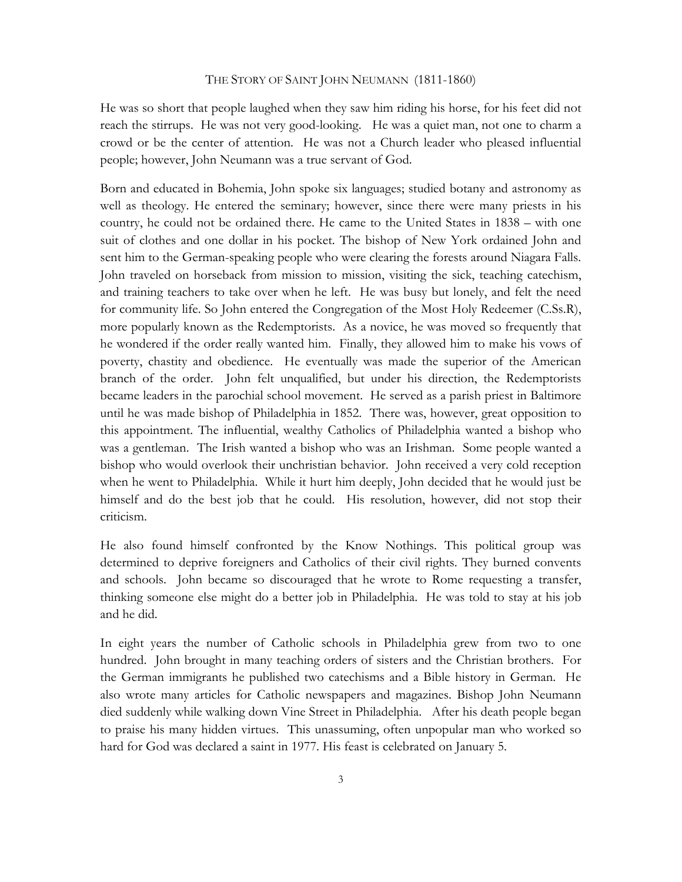# The Story of Saint John Neumann (1811-1860)

He was so short that people laughed when they saw him riding his horse, for his feet did not reach the stirrups. He was not very good-looking. He was a quiet man, not one to charm a crowd or be the center of attention. He was not a Church leader who pleased influential people; however, John Neumann was a true servant of God.

Born and educated in Bohemia, John spoke six languages; studied botany and astronomy as well as theology. He entered the seminary; however, since there were many priests in his country, he could not be ordained there. He came to the United States in 1838 – with one suit of clothes and one dollar in his pocket. The bishop of New York ordained John and sent him to the German-speaking people who were clearing the forests around Niagara Falls. John traveled on horseback from mission to mission, visiting the sick, teaching catechism, and training teachers to take over when he left. He was busy but lonely, and felt the need for community life. So John entered the Congregation of the Most Holy Redeemer (C.Ss.R), more popularly known as the Redemptorists. As a novice, he was moved so frequently that he wondered if the order really wanted him. Finally, they allowed him to make his vows of poverty, chastity and obedience. He eventually was made the superior of the American branch of the order. John felt unqualified, but under his direction, the Redemptorists became leaders in the parochial school movement. He served as a parish priest in Baltimore until he was made bishop of Philadelphia in 1852. There was, however, great opposition to this appointment. The influential, wealthy Catholics of Philadelphia wanted a bishop who was a gentleman. The Irish wanted a bishop who was an Irishman. Some people wanted a bishop who would overlook their unchristian behavior. John received a very cold reception when he went to Philadelphia. While it hurt him deeply, John decided that he would just be himself and do the best job that he could. His resolution, however, did not stop their criticism.

He also found himself confronted by the Know Nothings. This political group was determined to deprive foreigners and Catholics of their civil rights. They burned convents and schools. John became so discouraged that he wrote to Rome requesting a transfer, thinking someone else might do a better job in Philadelphia. He was told to stay at his job and he did.

In eight years the number of Catholic schools in Philadelphia grew from two to one hundred. John brought in many teaching orders of sisters and the Christian brothers. For the German immigrants he published two catechisms and a Bible history in German. He also wrote many articles for Catholic newspapers and magazines. Bishop John Neumann died suddenly while walking down Vine Street in Philadelphia. After his death people began to praise his many hidden virtues. This unassuming, often unpopular man who worked so hard for God was declared a saint in 1977. His feast is celebrated on January 5.